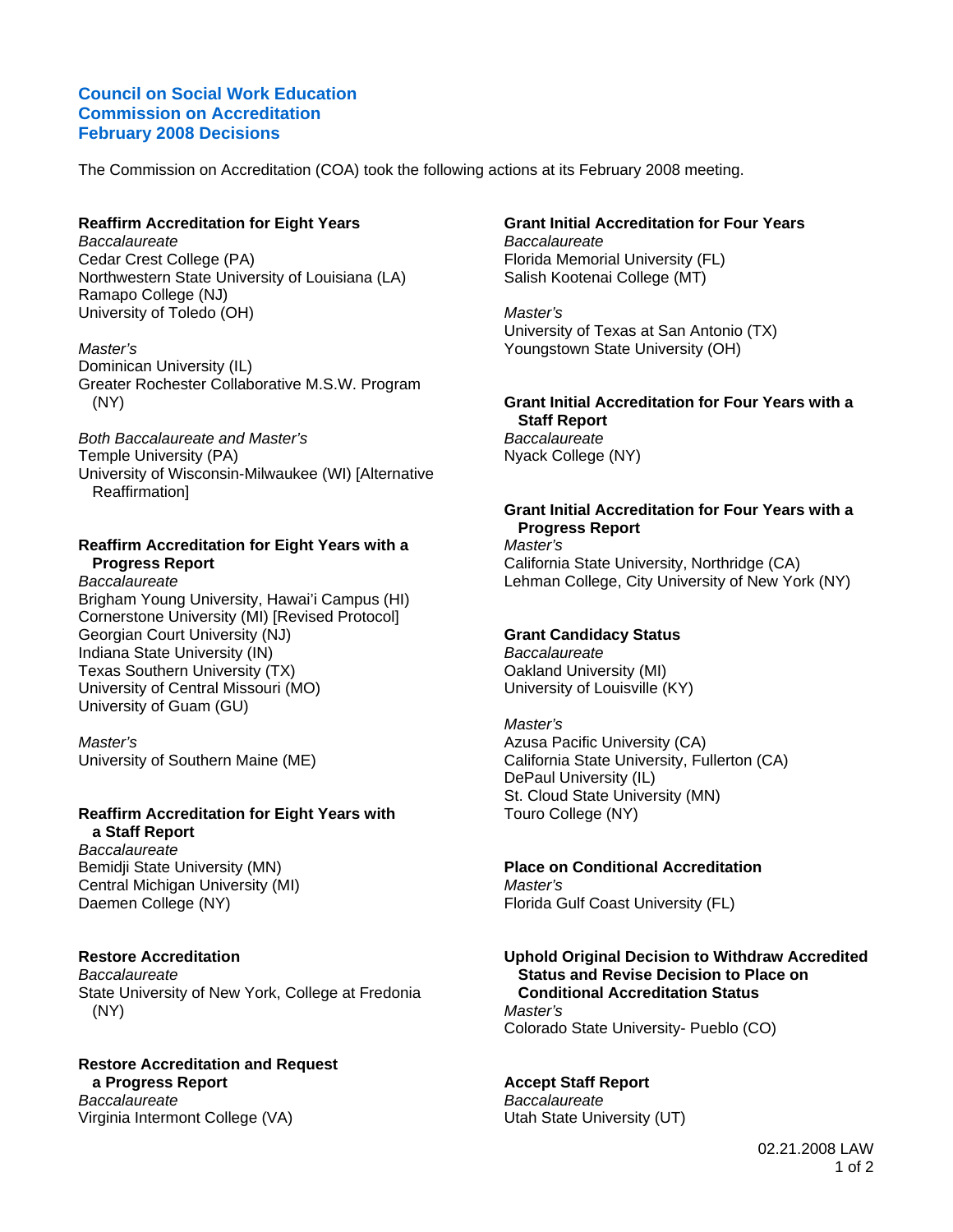# Council on Social Work Education
# Commission on Accreditation
# February 2008 Decisions

The Commission on Accreditation (COA) took the following actions at its February 2008 meeting.

### Reaffirm Accreditation for Eight Years

*Baccalaureate*
Cedar Crest College (PA)
Northwestern State University of Louisiana (LA)
Ramapo College (NJ)
University of Toledo (OH)

*Master's*
Dominican University (IL)
Greater Rochester Collaborative M.S.W. Program (NY)

*Both Baccalaureate and Master's*
Temple University (PA)
University of Wisconsin-Milwaukee (WI) [Alternative Reaffirmation]

### Reaffirm Accreditation for Eight Years with a Progress Report

*Baccalaureate*
Brigham Young University, Hawai'i Campus (HI)
Cornerstone University (MI) [Revised Protocol]
Georgian Court University (NJ)
Indiana State University (IN)
Texas Southern University (TX)
University of Central Missouri (MO)
University of Guam (GU)

*Master's*
University of Southern Maine (ME)

### Reaffirm Accreditation for Eight Years with a Staff Report

*Baccalaureate*
Bemidji State University (MN)
Central Michigan University (MI)
Daemen College (NY)

### Restore Accreditation

*Baccalaureate*
State University of New York, College at Fredonia (NY)

### Restore Accreditation and Request a Progress Report

*Baccalaureate*
Virginia Intermont College (VA)

### Grant Initial Accreditation for Four Years

*Baccalaureate*
Florida Memorial University (FL)
Salish Kootenai College (MT)

*Master's*
University of Texas at San Antonio (TX)
Youngstown State University (OH)

### Grant Initial Accreditation for Four Years with a Staff Report

*Baccalaureate*
Nyack College (NY)

### Grant Initial Accreditation for Four Years with a Progress Report

*Master's*
California State University, Northridge (CA)
Lehman College, City University of New York (NY)

### Grant Candidacy Status

*Baccalaureate*
Oakland University (MI)
University of Louisville (KY)

*Master's*
Azusa Pacific University (CA)
California State University, Fullerton (CA)
DePaul University (IL)
St. Cloud State University (MN)
Touro College (NY)

### Place on Conditional Accreditation

*Master's*
Florida Gulf Coast University (FL)

### Uphold Original Decision to Withdraw Accredited Status and Revise Decision to Place on Conditional Accreditation Status

*Master's*
Colorado State University- Pueblo (CO)

### Accept Staff Report

*Baccalaureate*
Utah State University (UT)

02.21.2008 LAW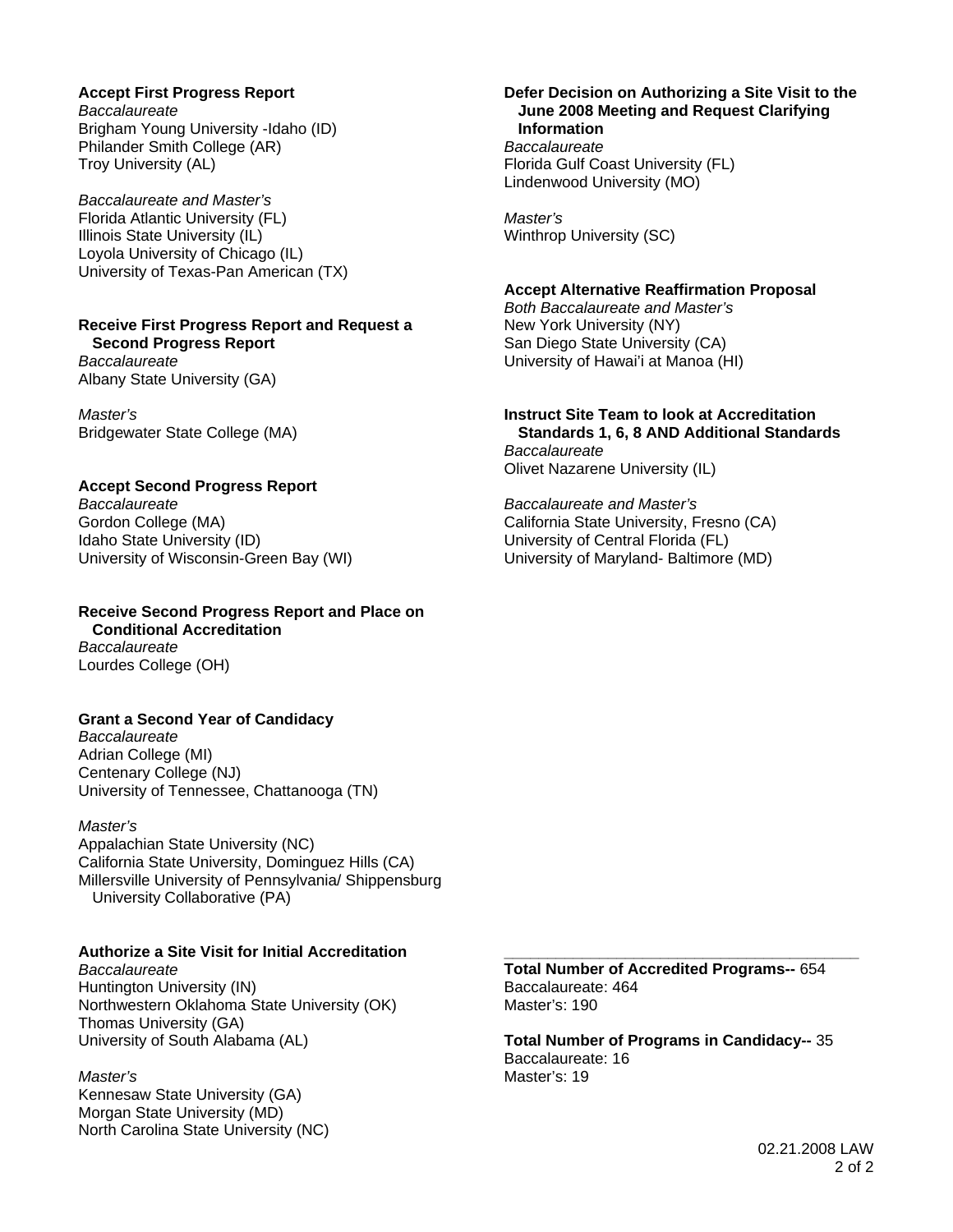**Accept First Progress Report**

*Baccalaureate*
Brigham Young University -Idaho (ID)
Philander Smith College (AR)
Troy University (AL)

*Baccalaureate and Master's*
Florida Atlantic University (FL)
Illinois State University (IL)
Loyola University of Chicago (IL)
University of Texas-Pan American (TX)

**Receive First Progress Report and Request a Second Progress Report**

*Baccalaureate*
Albany State University (GA)

*Master's*
Bridgewater State College (MA)

**Accept Second Progress Report**

*Baccalaureate*
Gordon College (MA)
Idaho State University (ID)
University of Wisconsin-Green Bay (WI)

**Receive Second Progress Report and Place on Conditional Accreditation**

*Baccalaureate*
Lourdes College (OH)

**Grant a Second Year of Candidacy**

*Baccalaureate*
Adrian College (MI)
Centenary College (NJ)
University of Tennessee, Chattanooga (TN)

*Master's*
Appalachian State University (NC)
California State University, Dominguez Hills (CA)
Millersville University of Pennsylvania/ Shippensburg University Collaborative (PA)

**Authorize a Site Visit for Initial Accreditation**

*Baccalaureate*
Huntington University (IN)
Northwestern Oklahoma State University (OK)
Thomas University (GA)
University of South Alabama (AL)

*Master's*
Kennesaw State University (GA)
Morgan State University (MD)
North Carolina State University (NC)

**Defer Decision on Authorizing a Site Visit to the June 2008 Meeting and Request Clarifying Information**

*Baccalaureate*
Florida Gulf Coast University (FL)
Lindenwood University (MO)

*Master's*
Winthrop University (SC)

**Accept Alternative Reaffirmation Proposal**

*Both Baccalaureate and Master's*
New York University (NY)
San Diego State University (CA)
University of Hawai'i at Manoa (HI)

**Instruct Site Team to look at Accreditation Standards 1, 6, 8 AND Additional Standards**

*Baccalaureate*
Olivet Nazarene University (IL)

*Baccalaureate and Master's*
California State University, Fresno (CA)
University of Central Florida (FL)
University of Maryland- Baltimore (MD)

---

**Total Number of Accredited Programs--** 654
Baccalaureate: 464
Master's: 190

**Total Number of Programs in Candidacy--** 35
Baccalaureate: 16
Master's: 19

02.21.2008 LAW